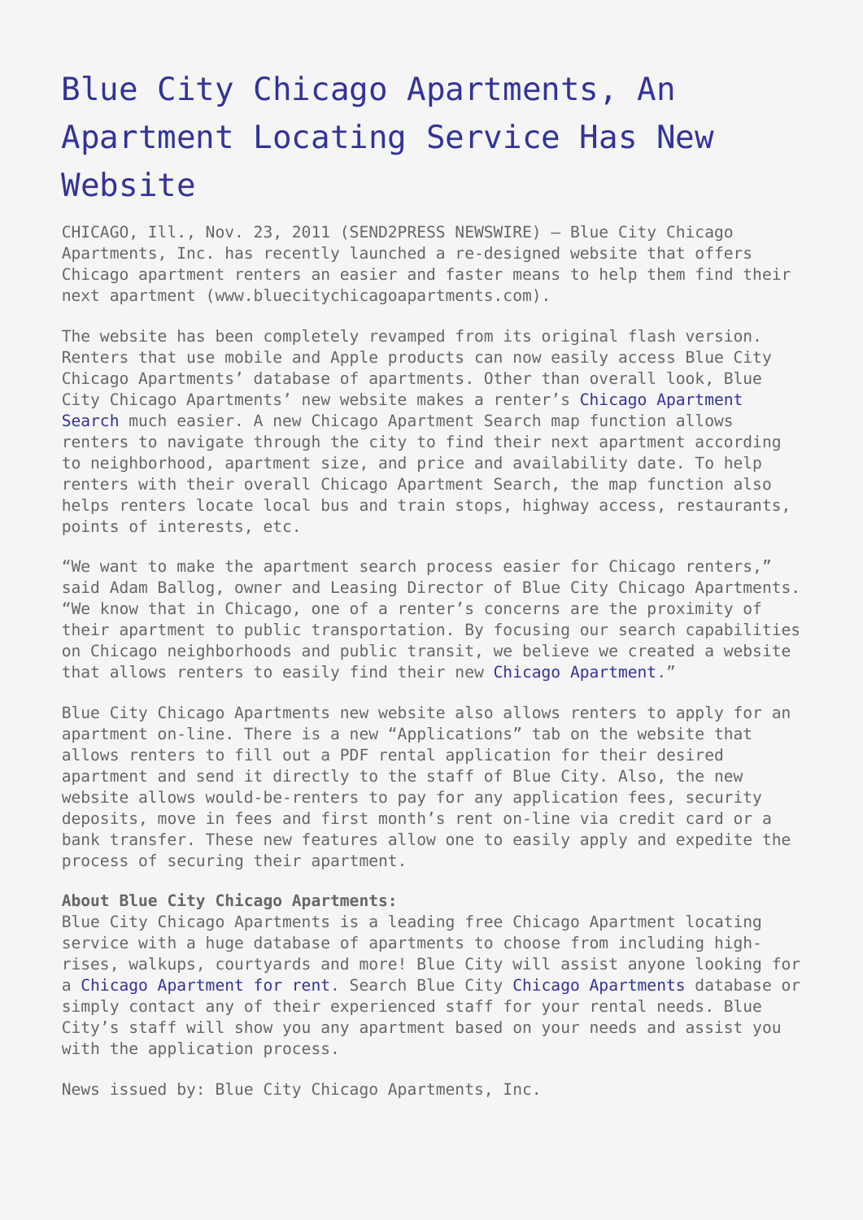# Blue City Chicago Apartments, An Apartment Locating Service Has New Website

CHICAGO, Ill., Nov. 23, 2011 (SEND2PRESS NEWSWIRE) — Blue City Chicago Apartments, Inc. has recently launched a re-designed website that offers Chicago apartment renters an easier and faster means to help them find their next apartment (www.bluecitychicagoapartments.com).

The website has been completely revamped from its original flash version. Renters that use mobile and Apple products can now easily access Blue City Chicago Apartments' database of apartments. Other than overall look, Blue City Chicago Apartments' new website makes a renter's Chicago Apartment Search much easier. A new Chicago Apartment Search map function allows renters to navigate through the city to find their next apartment according to neighborhood, apartment size, and price and availability date. To help renters with their overall Chicago Apartment Search, the map function also helps renters locate local bus and train stops, highway access, restaurants, points of interests, etc.

"We want to make the apartment search process easier for Chicago renters," said Adam Ballog, owner and Leasing Director of Blue City Chicago Apartments. "We know that in Chicago, one of a renter's concerns are the proximity of their apartment to public transportation. By focusing our search capabilities on Chicago neighborhoods and public transit, we believe we created a website that allows renters to easily find their new Chicago Apartment."

Blue City Chicago Apartments new website also allows renters to apply for an apartment on-line. There is a new "Applications" tab on the website that allows renters to fill out a PDF rental application for their desired apartment and send it directly to the staff of Blue City. Also, the new website allows would-be-renters to pay for any application fees, security deposits, move in fees and first month's rent on-line via credit card or a bank transfer. These new features allow one to easily apply and expedite the process of securing their apartment.

**About Blue City Chicago Apartments:**
Blue City Chicago Apartments is a leading free Chicago Apartment locating service with a huge database of apartments to choose from including high-rises, walkups, courtyards and more! Blue City will assist anyone looking for a Chicago Apartment for rent. Search Blue City Chicago Apartments database or simply contact any of their experienced staff for your rental needs. Blue City's staff will show you any apartment based on your needs and assist you with the application process.

News issued by: Blue City Chicago Apartments, Inc.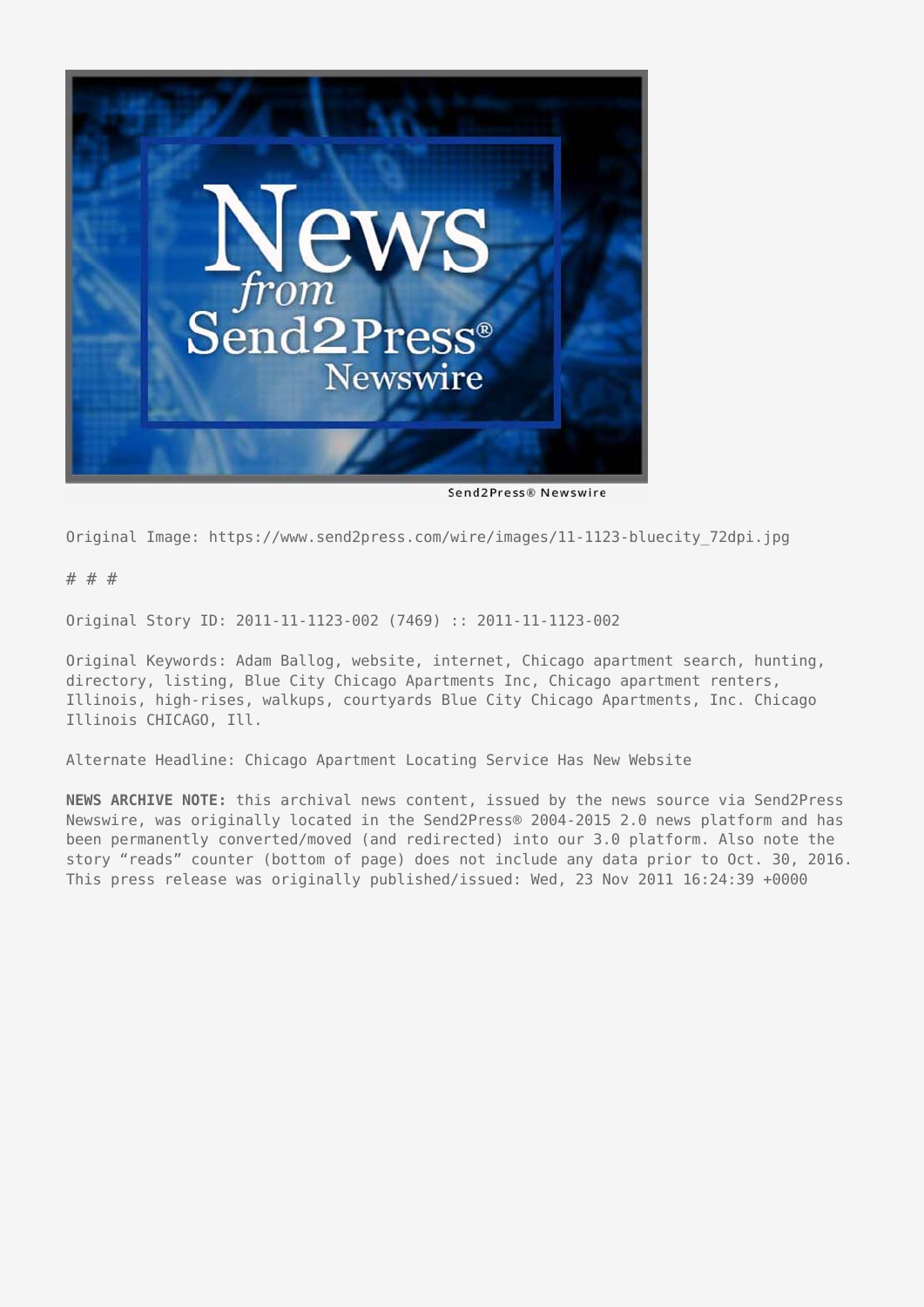Send2Press® Newswire

Original Image: https://www.send2press.com/wire/images/11-1123-bluecity_72dpi.jpg

# # #

Original Story ID: 2011-11-1123-002 (7469) :: 2011-11-1123-002

Original Keywords: Adam Ballog, website, internet, Chicago apartment search, hunting, directory, listing, Blue City Chicago Apartments Inc, Chicago apartment renters, Illinois, high-rises, walkups, courtyards Blue City Chicago Apartments, Inc. Chicago Illinois CHICAGO, Ill.

Alternate Headline: Chicago Apartment Locating Service Has New Website

**NEWS ARCHIVE NOTE:** this archival news content, issued by the news source via Send2Press Newswire, was originally located in the Send2Press® 2004-2015 2.0 news platform and has been permanently converted/moved (and redirected) into our 3.0 platform. Also note the story "reads" counter (bottom of page) does not include any data prior to Oct. 30, 2016. This press release was originally published/issued: Wed, 23 Nov 2011 16:24:39 +0000